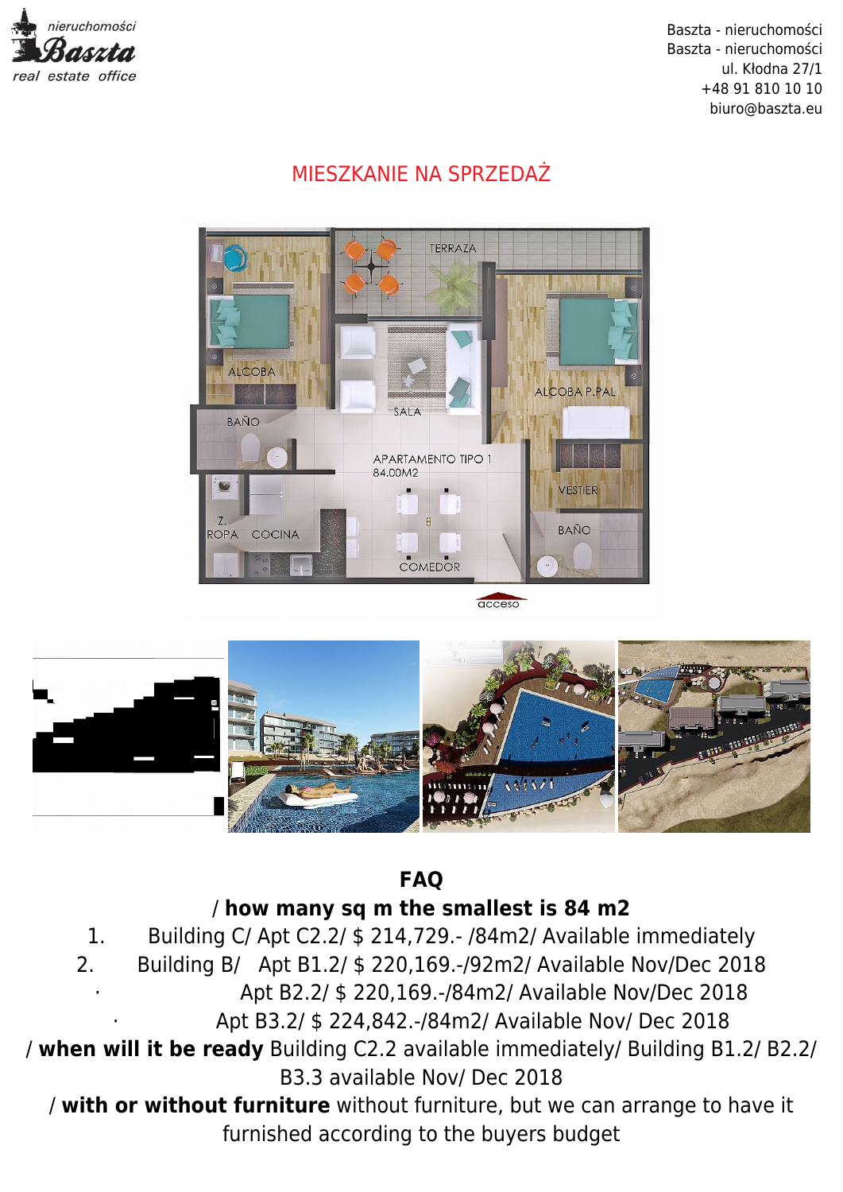*nieruchomości*
**Baszta**
*real estate office*

Baszta - nieruchomości
Baszta - nieruchomości
ul. Kłodna 27/1
+48 91 810 10 10
biuro@baszta.eu

## MIESZKANIE NA SPRZEDAŻ

## FAQ

**/ how many sq m the smallest is 84 m2**

1. Building C/ Apt C2.2/ $ 214,729.- /84m2/ Available immediately
2. Building B/ Apt B1.2/ $ 220,169.-/92m2/ Available Nov/Dec 2018
   - Apt B2.2/ $ 220,169.-/84m2/ Available Nov/Dec 2018
   - Apt B3.2/ $ 224,842.-/84m2/ Available Nov/ Dec 2018

/ **when will it be ready** Building C2.2 available immediately/ Building B1.2/ B2.2/ B3.3 available Nov/ Dec 2018

/ **with or without furniture** without furniture, but we can arrange to have it furnished according to the buyers budget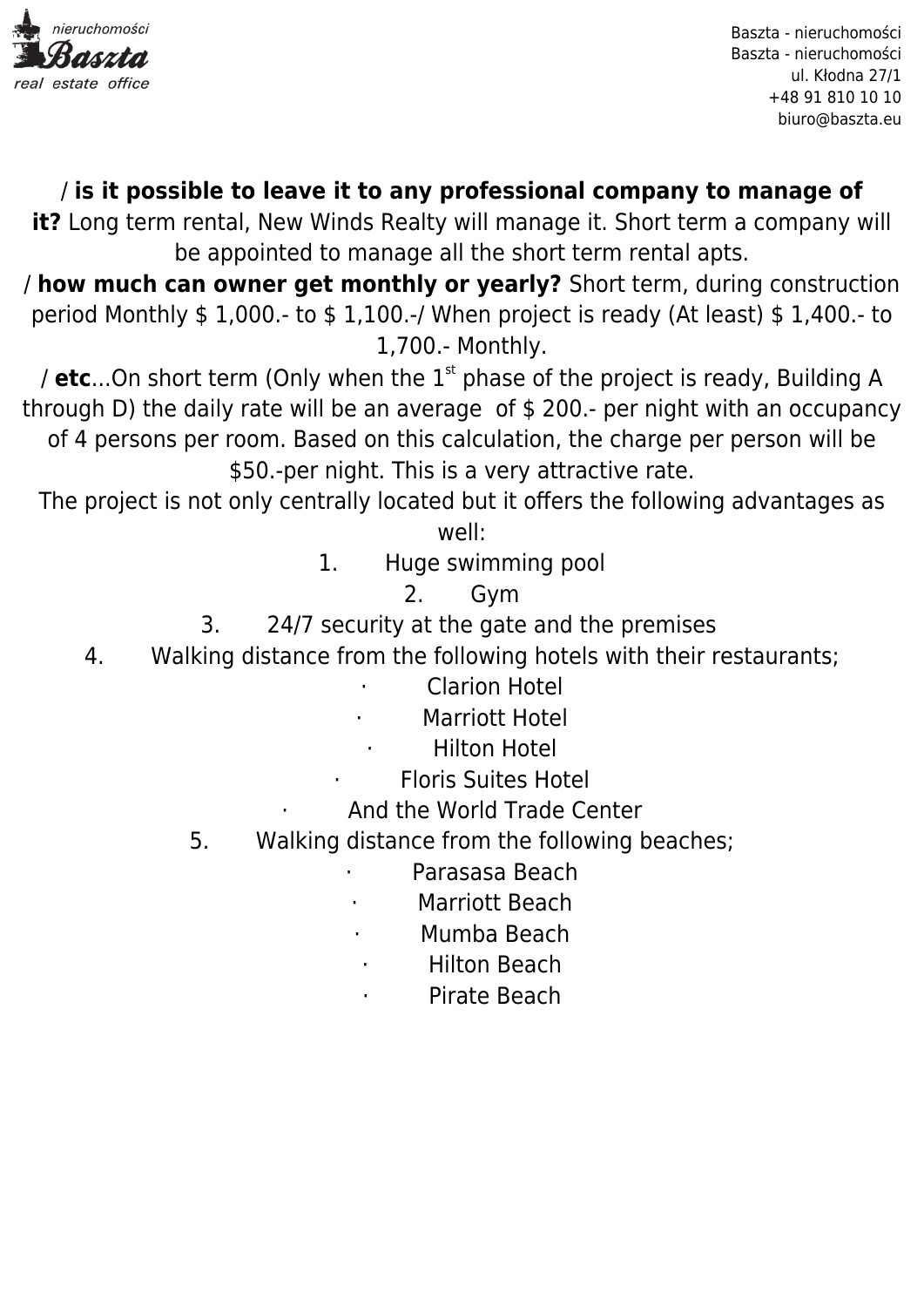/ **is it possible to leave it to any professional company to manage of it?** Long term rental, New Winds Realty will manage it. Short term a company will be appointed to manage all the short term rental apts.

/ **how much can owner get monthly or yearly?** Short term, during construction period Monthly $ 1,000.- to $ 1,100.-/ When project is ready (At least) $ 1,400.- to 1,700.- Monthly.

/ **etc**...On short term (Only when the 1st phase of the project is ready, Building A through D) the daily rate will be an average of $ 200.- per night with an occupancy of 4 persons per room. Based on this calculation, the charge per person will be $50.-per night. This is a very attractive rate.

The project is not only centrally located but it offers the following advantages as well:

1. Huge swimming pool
2. Gym
3. 24/7 security at the gate and the premises
4. Walking distance from the following hotels with their restaurants;
   - Clarion Hotel
   - Marriott Hotel
   - Hilton Hotel
   - Floris Suites Hotel
   - And the World Trade Center
5. Walking distance from the following beaches;
   - Parasasa Beach
   - Marriott Beach
   - Mumba Beach
   - Hilton Beach
   - Pirate Beach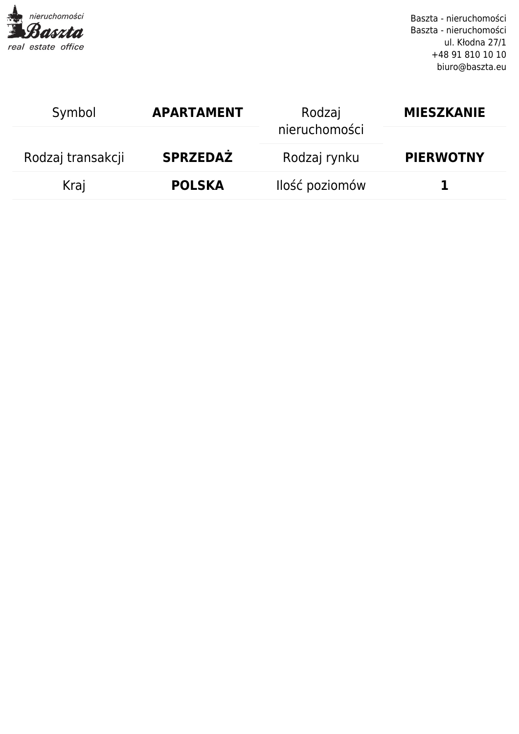| Symbol | **APARTAMENT** | Rodzaj nieruchomości | **MIESZKANIE** |
| --- | --- | --- | --- |
| Rodzaj transakcji | **SPRZEDAŻ** | Rodzaj rynku | **PIERWOTNY** |
| Kraj | **POLSKA** | Ilość poziomów | **1** |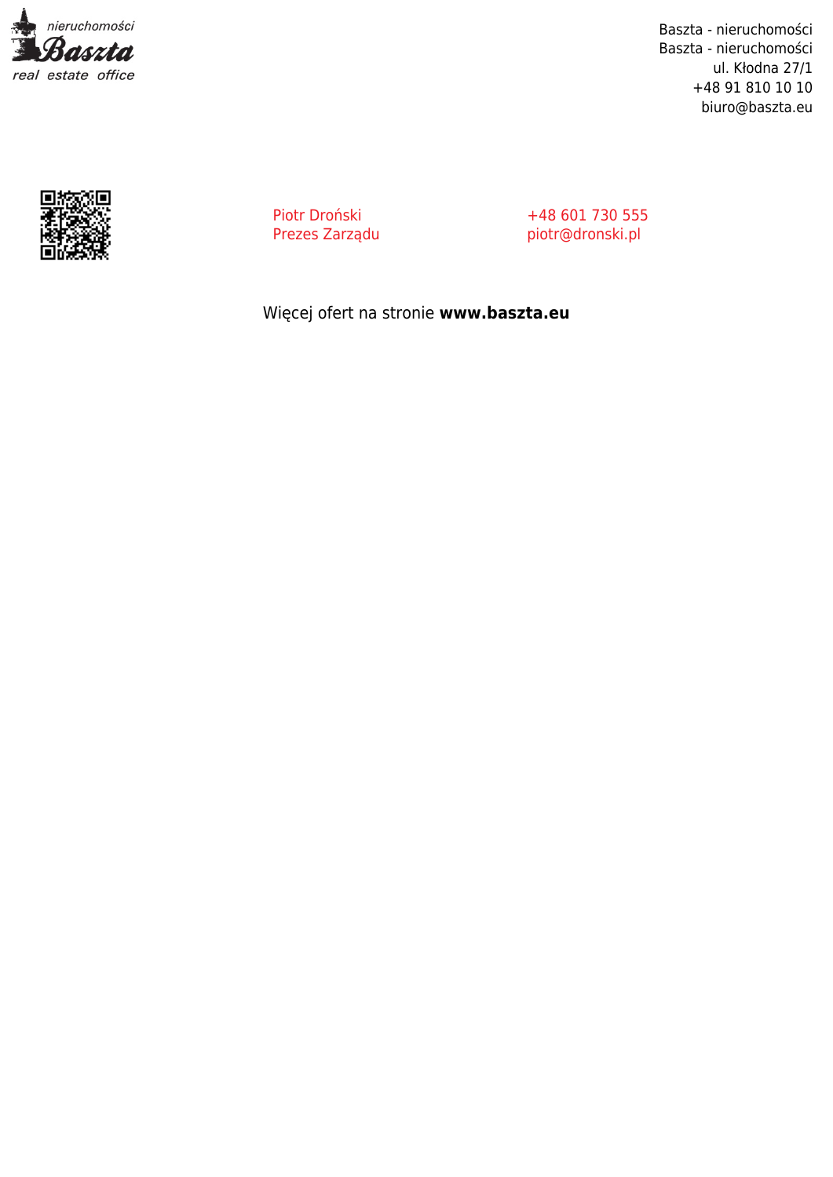nieruchomości
Baszta
real estate office

Baszta - nieruchomości
Baszta - nieruchomości
ul. Kłodna 27/1
+48 91 810 10 10
biuro@baszta.eu

Piotr Droński
Prezes Zarządu

+48 601 730 555
piotr@dronski.pl

Więcej ofert na stronie **www.baszta.eu**